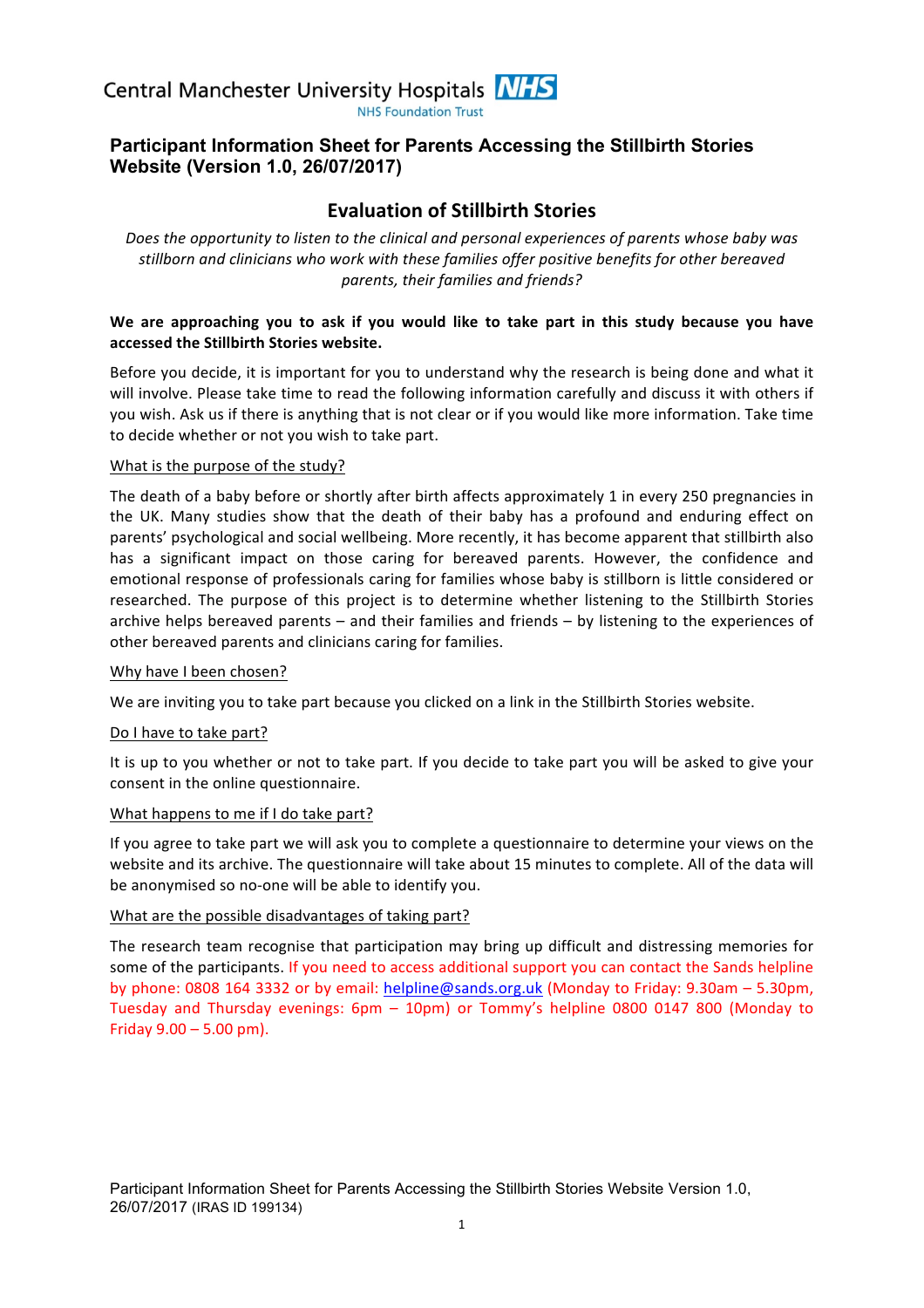Central Manchester University Hospitals NHS

NHS Foundation Trust

# Participant Information Sheet for Parents Accessing the Stillbirth Stories Website (Version 1.0, 26/07/2017)

## Evaluation of Stillbirth Stories

*Does the opportunity to listen to the clinical and personal experiences of parents whose baby was stillborn and clinicians who work with these families offer positive benefits for other bereaved parents, their families and friends?*

**We are approaching you to ask if you would like to take part in this study because you have accessed the Stillbirth Stories website.**

Before you decide, it is important for you to understand why the research is being done and what it will involve. Please take time to read the following information carefully and discuss it with others if you wish. Ask us if there is anything that is not clear or if you would like more information. Take time to decide whether or not you wish to take part.

### What is the purpose of the study?

The death of a baby before or shortly after birth affects approximately 1 in every 250 pregnancies in the UK. Many studies show that the death of their baby has a profound and enduring effect on parents' psychological and social wellbeing. More recently, it has become apparent that stillbirth also has a significant impact on those caring for bereaved parents. However, the confidence and emotional response of professionals caring for families whose baby is stillborn is little considered or researched. The purpose of this project is to determine whether listening to the Stillbirth Stories archive helps bereaved parents – and their families and friends – by listening to the experiences of other bereaved parents and clinicians caring for families.

### Why have I been chosen?

We are inviting you to take part because you clicked on a link in the Stillbirth Stories website.

### Do I have to take part?

It is up to you whether or not to take part. If you decide to take part you will be asked to give your consent in the online questionnaire.

### What happens to me if I do take part?

If you agree to take part we will ask you to complete a questionnaire to determine your views on the website and its archive. The questionnaire will take about 15 minutes to complete. All of the data will be anonymised so no-one will be able to identify you.

### What are the possible disadvantages of taking part?

The research team recognise that participation may bring up difficult and distressing memories for some of the participants. If you need to access additional support you can contact the Sands helpline by phone: 0808 164 3332 or by email: helpline@sands.org.uk (Monday to Friday: 9.30am – 5.30pm, Tuesday and Thursday evenings: 6pm – 10pm) or Tommy's helpline 0800 0147 800 (Monday to Friday 9.00 – 5.00 pm).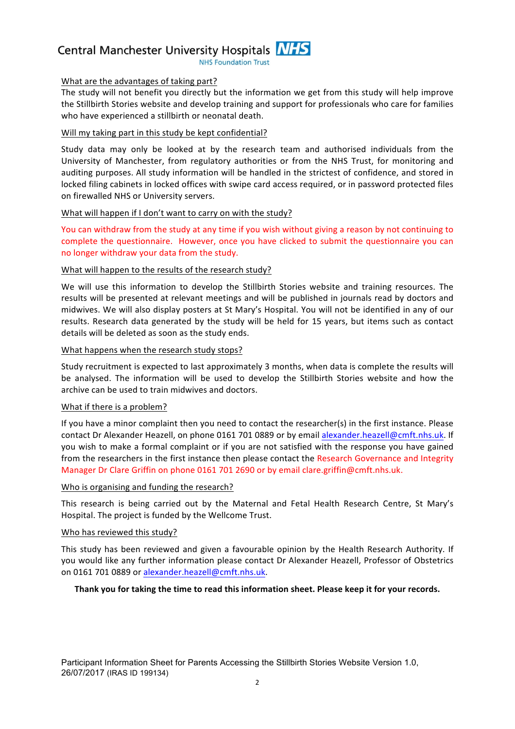What are the advantages of taking part?

The study will not benefit you directly but the information we get from this study will help improve the Stillbirth Stories website and develop training and support for professionals who care for families who have experienced a stillbirth or neonatal death.

Will my taking part in this study be kept confidential?

Study data may only be looked at by the research team and authorised individuals from the University of Manchester, from regulatory authorities or from the NHS Trust, for monitoring and auditing purposes. All study information will be handled in the strictest of confidence, and stored in locked filing cabinets in locked offices with swipe card access required, or in password protected files on firewalled NHS or University servers.

What will happen if I don't want to carry on with the study?

You can withdraw from the study at any time if you wish without giving a reason by not continuing to complete the questionnaire. However, once you have clicked to submit the questionnaire you can no longer withdraw your data from the study.

What will happen to the results of the research study?

We will use this information to develop the Stillbirth Stories website and training resources. The results will be presented at relevant meetings and will be published in journals read by doctors and midwives. We will also display posters at St Mary's Hospital. You will not be identified in any of our results. Research data generated by the study will be held for 15 years, but items such as contact details will be deleted as soon as the study ends.

What happens when the research study stops?

Study recruitment is expected to last approximately 3 months, when data is complete the results will be analysed. The information will be used to develop the Stillbirth Stories website and how the archive can be used to train midwives and doctors.

What if there is a problem?

If you have a minor complaint then you need to contact the researcher(s) in the first instance. Please contact Dr Alexander Heazell, on phone 0161 701 0889 or by email alexander.heazell@cmft.nhs.uk. If you wish to make a formal complaint or if you are not satisfied with the response you have gained from the researchers in the first instance then please contact the Research Governance and Integrity Manager Dr Clare Griffin on phone 0161 701 2690 or by email clare.griffin@cmft.nhs.uk.

Who is organising and funding the research?

This research is being carried out by the Maternal and Fetal Health Research Centre, St Mary's Hospital. The project is funded by the Wellcome Trust.

Who has reviewed this study?

This study has been reviewed and given a favourable opinion by the Health Research Authority. If you would like any further information please contact Dr Alexander Heazell, Professor of Obstetrics on 0161 701 0889 or alexander.heazell@cmft.nhs.uk.

**Thank you for taking the time to read this information sheet. Please keep it for your records.**

Participant Information Sheet for Parents Accessing the Stillbirth Stories Website Version 1.0, 26/07/2017 (IRAS ID 199134)